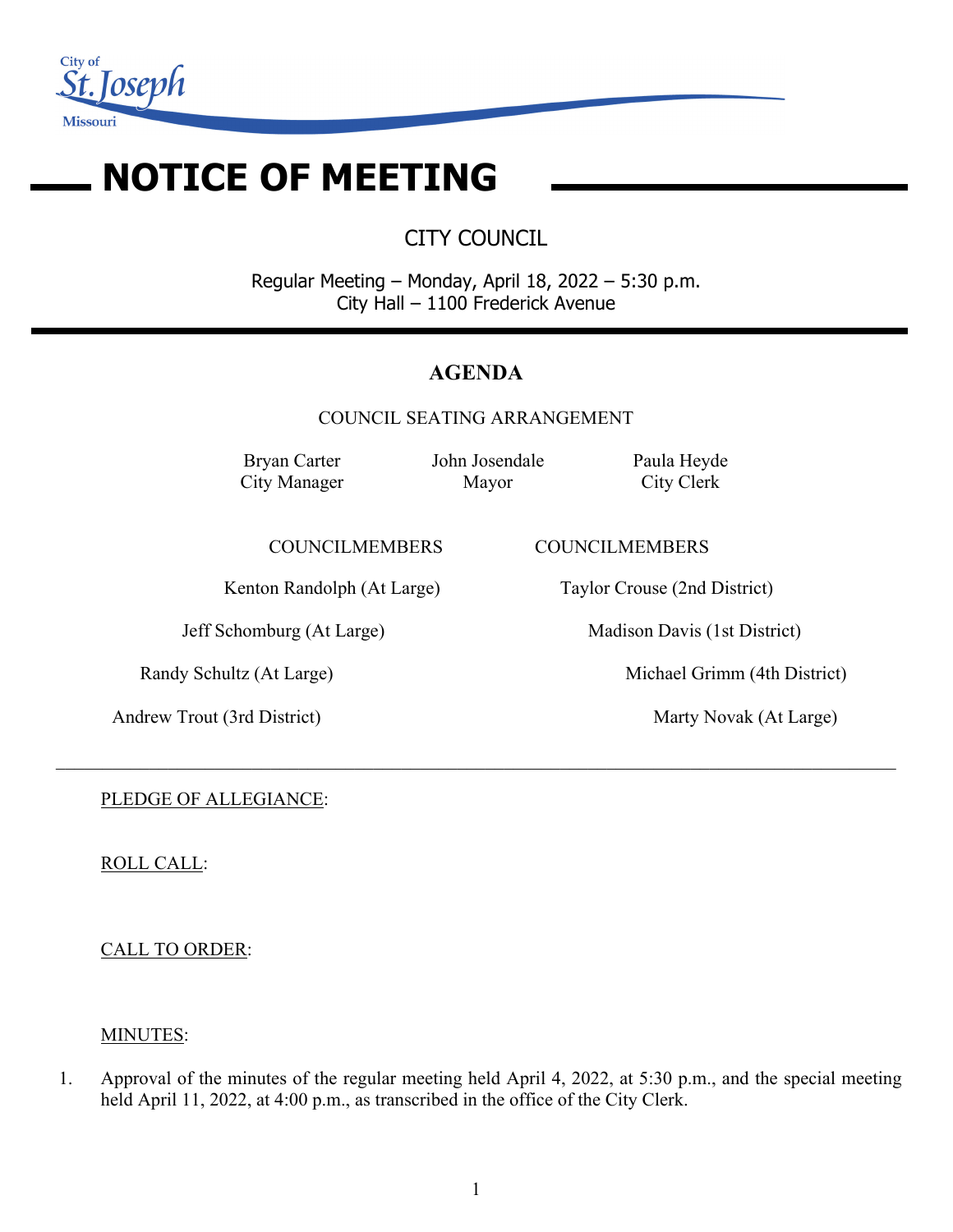City of St. Joseph Missouri

# NOTICE OF MEETING

## CITY COUNCIL

Regular Meeting – Monday, April 18, 2022 – 5:30 p.m.
City Hall – 1100 Frederick Avenue

## AGENDA

COUNCIL SEATING ARRANGEMENT

| Bryan Carter | John Josendale | Paula Heyde |
|---|---|---|
| City Manager | Mayor | City Clerk |

| COUNCILMEMBERS | COUNCILMEMBERS |
|---|---|
| Kenton Randolph (At Large) | Taylor Crouse (2nd District) |
| Jeff Schomburg (At Large) | Madison Davis (1st District) |
| Randy Schultz (At Large) | Michael Grimm (4th District) |
| Andrew Trout (3rd District) | Marty Novak (At Large) |

---

PLEDGE OF ALLEGIANCE:

ROLL CALL:

CALL TO ORDER:

MINUTES:

1. Approval of the minutes of the regular meeting held April 4, 2022, at 5:30 p.m., and the special meeting held April 11, 2022, at 4:00 p.m., as transcribed in the office of the City Clerk.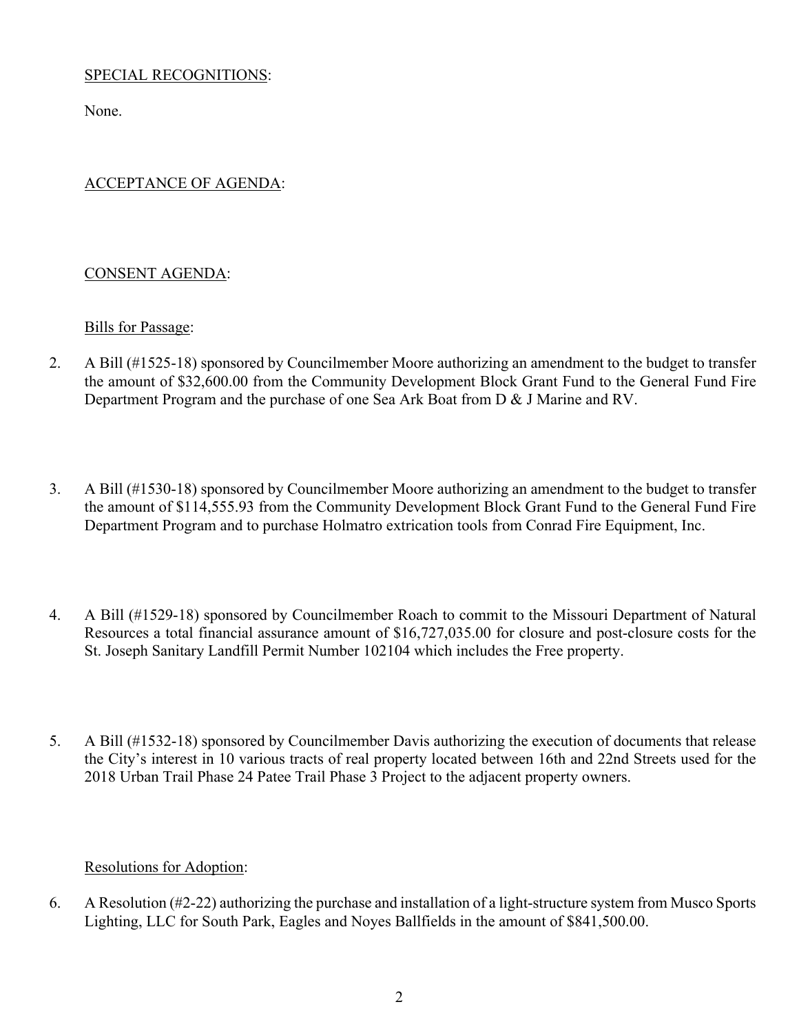SPECIAL RECOGNITIONS:

None.

ACCEPTANCE OF AGENDA:

CONSENT AGENDA:

Bills for Passage:

2. A Bill (#1525-18) sponsored by Councilmember Moore authorizing an amendment to the budget to transfer the amount of $32,600.00 from the Community Development Block Grant Fund to the General Fund Fire Department Program and the purchase of one Sea Ark Boat from D & J Marine and RV.

3. A Bill (#1530-18) sponsored by Councilmember Moore authorizing an amendment to the budget to transfer the amount of $114,555.93 from the Community Development Block Grant Fund to the General Fund Fire Department Program and to purchase Holmatro extrication tools from Conrad Fire Equipment, Inc.

4. A Bill (#1529-18) sponsored by Councilmember Roach to commit to the Missouri Department of Natural Resources a total financial assurance amount of $16,727,035.00 for closure and post-closure costs for the St. Joseph Sanitary Landfill Permit Number 102104 which includes the Free property.

5. A Bill (#1532-18) sponsored by Councilmember Davis authorizing the execution of documents that release the City's interest in 10 various tracts of real property located between 16th and 22nd Streets used for the 2018 Urban Trail Phase 24 Patee Trail Phase 3 Project to the adjacent property owners.

Resolutions for Adoption:

6. A Resolution (#2-22) authorizing the purchase and installation of a light-structure system from Musco Sports Lighting, LLC for South Park, Eagles and Noyes Ballfields in the amount of $841,500.00.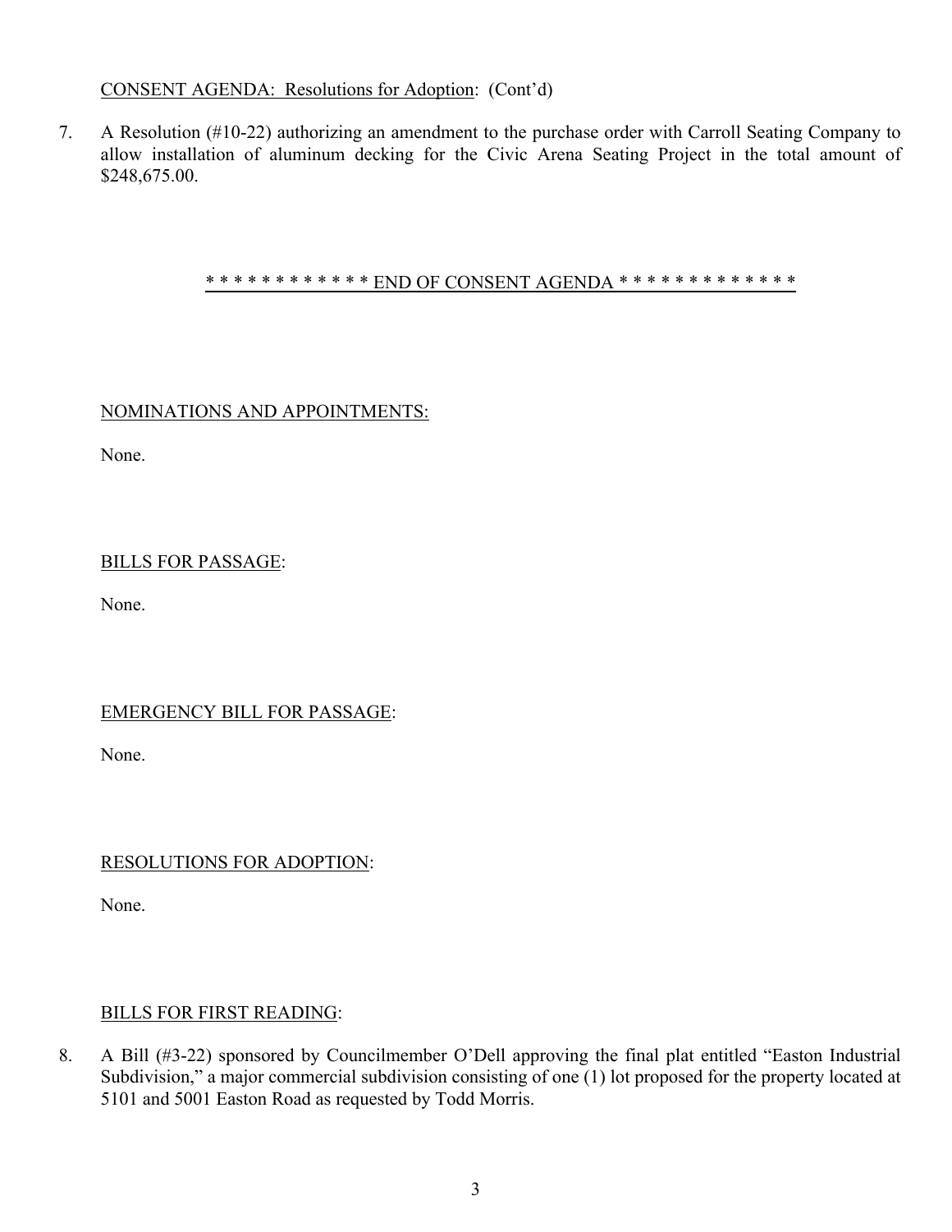CONSENT AGENDA: Resolutions for Adoption: (Cont'd)

7. A Resolution (#10-22) authorizing an amendment to the purchase order with Carroll Seating Company to allow installation of aluminum decking for the Civic Arena Seating Project in the total amount of $248,675.00.

* * * * * * * * * * * * END OF CONSENT AGENDA * * * * * * * * * * * * * *

NOMINATIONS AND APPOINTMENTS:

None.

BILLS FOR PASSAGE:

None.

EMERGENCY BILL FOR PASSAGE:

None.

RESOLUTIONS FOR ADOPTION:

None.

BILLS FOR FIRST READING:

8. A Bill (#3-22) sponsored by Councilmember O'Dell approving the final plat entitled "Easton Industrial Subdivision," a major commercial subdivision consisting of one (1) lot proposed for the property located at 5101 and 5001 Easton Road as requested by Todd Morris.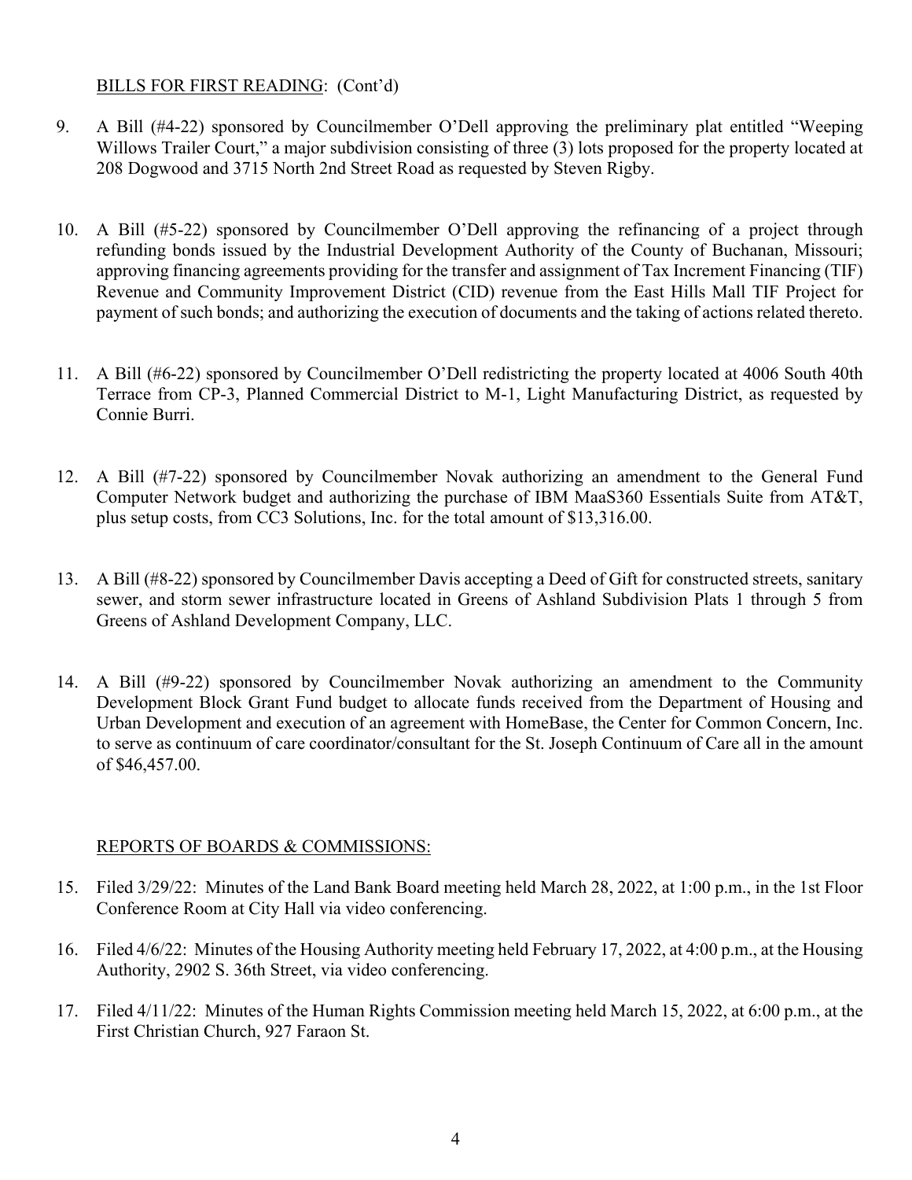<u>BILLS FOR FIRST READING</u>: (Cont'd)

9. A Bill (#4-22) sponsored by Councilmember O'Dell approving the preliminary plat entitled "Weeping Willows Trailer Court," a major subdivision consisting of three (3) lots proposed for the property located at 208 Dogwood and 3715 North 2nd Street Road as requested by Steven Rigby.

10. A Bill (#5-22) sponsored by Councilmember O'Dell approving the refinancing of a project through refunding bonds issued by the Industrial Development Authority of the County of Buchanan, Missouri; approving financing agreements providing for the transfer and assignment of Tax Increment Financing (TIF) Revenue and Community Improvement District (CID) revenue from the East Hills Mall TIF Project for payment of such bonds; and authorizing the execution of documents and the taking of actions related thereto.

11. A Bill (#6-22) sponsored by Councilmember O'Dell redistricting the property located at 4006 South 40th Terrace from CP-3, Planned Commercial District to M-1, Light Manufacturing District, as requested by Connie Burri.

12. A Bill (#7-22) sponsored by Councilmember Novak authorizing an amendment to the General Fund Computer Network budget and authorizing the purchase of IBM MaaS360 Essentials Suite from AT&T, plus setup costs, from CC3 Solutions, Inc. for the total amount of $13,316.00.

13. A Bill (#8-22) sponsored by Councilmember Davis accepting a Deed of Gift for constructed streets, sanitary sewer, and storm sewer infrastructure located in Greens of Ashland Subdivision Plats 1 through 5 from Greens of Ashland Development Company, LLC.

14. A Bill (#9-22) sponsored by Councilmember Novak authorizing an amendment to the Community Development Block Grant Fund budget to allocate funds received from the Department of Housing and Urban Development and execution of an agreement with HomeBase, the Center for Common Concern, Inc. to serve as continuum of care coordinator/consultant for the St. Joseph Continuum of Care all in the amount of $46,457.00.

<u>REPORTS OF BOARDS & COMMISSIONS:</u>

15. Filed 3/29/22: Minutes of the Land Bank Board meeting held March 28, 2022, at 1:00 p.m., in the 1st Floor Conference Room at City Hall via video conferencing.

16. Filed 4/6/22: Minutes of the Housing Authority meeting held February 17, 2022, at 4:00 p.m., at the Housing Authority, 2902 S. 36th Street, via video conferencing.

17. Filed 4/11/22: Minutes of the Human Rights Commission meeting held March 15, 2022, at 6:00 p.m., at the First Christian Church, 927 Faraon St.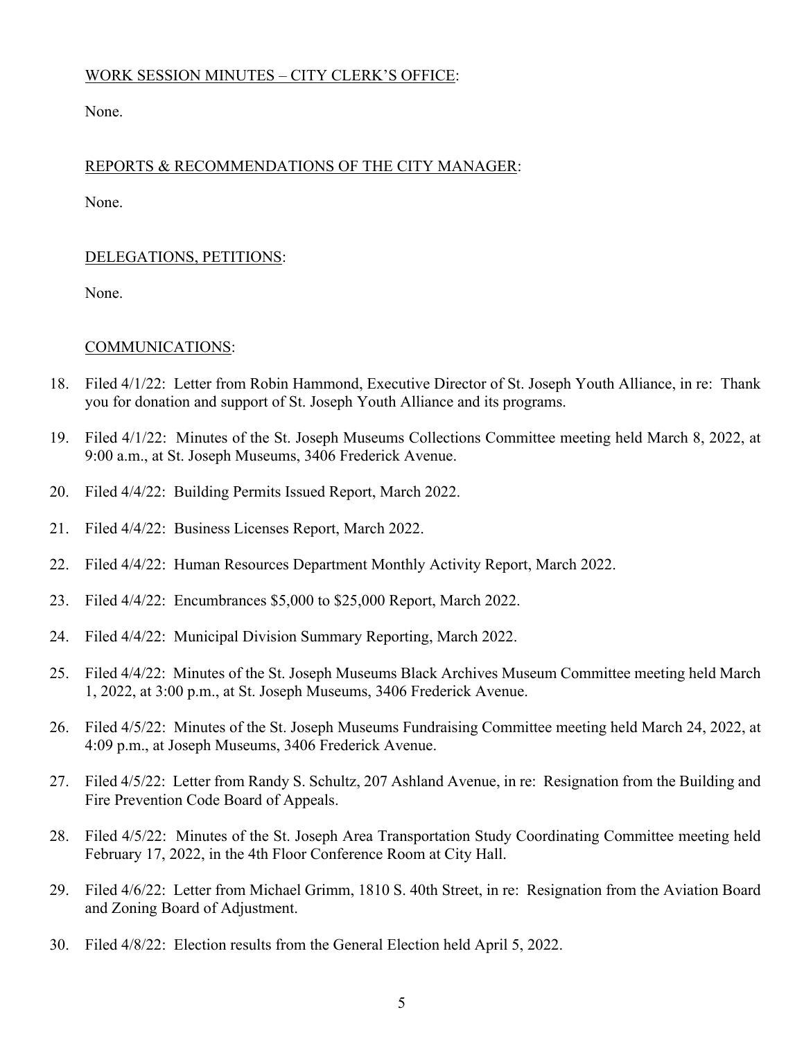WORK SESSION MINUTES – CITY CLERK'S OFFICE:

None.

REPORTS & RECOMMENDATIONS OF THE CITY MANAGER:

None.

DELEGATIONS, PETITIONS:

None.

COMMUNICATIONS:

18. Filed 4/1/22: Letter from Robin Hammond, Executive Director of St. Joseph Youth Alliance, in re: Thank you for donation and support of St. Joseph Youth Alliance and its programs.
19. Filed 4/1/22: Minutes of the St. Joseph Museums Collections Committee meeting held March 8, 2022, at 9:00 a.m., at St. Joseph Museums, 3406 Frederick Avenue.
20. Filed 4/4/22: Building Permits Issued Report, March 2022.
21. Filed 4/4/22: Business Licenses Report, March 2022.
22. Filed 4/4/22: Human Resources Department Monthly Activity Report, March 2022.
23. Filed 4/4/22: Encumbrances $5,000 to $25,000 Report, March 2022.
24. Filed 4/4/22: Municipal Division Summary Reporting, March 2022.
25. Filed 4/4/22: Minutes of the St. Joseph Museums Black Archives Museum Committee meeting held March 1, 2022, at 3:00 p.m., at St. Joseph Museums, 3406 Frederick Avenue.
26. Filed 4/5/22: Minutes of the St. Joseph Museums Fundraising Committee meeting held March 24, 2022, at 4:09 p.m., at Joseph Museums, 3406 Frederick Avenue.
27. Filed 4/5/22: Letter from Randy S. Schultz, 207 Ashland Avenue, in re: Resignation from the Building and Fire Prevention Code Board of Appeals.
28. Filed 4/5/22: Minutes of the St. Joseph Area Transportation Study Coordinating Committee meeting held February 17, 2022, in the 4th Floor Conference Room at City Hall.
29. Filed 4/6/22: Letter from Michael Grimm, 1810 S. 40th Street, in re: Resignation from the Aviation Board and Zoning Board of Adjustment.
30. Filed 4/8/22: Election results from the General Election held April 5, 2022.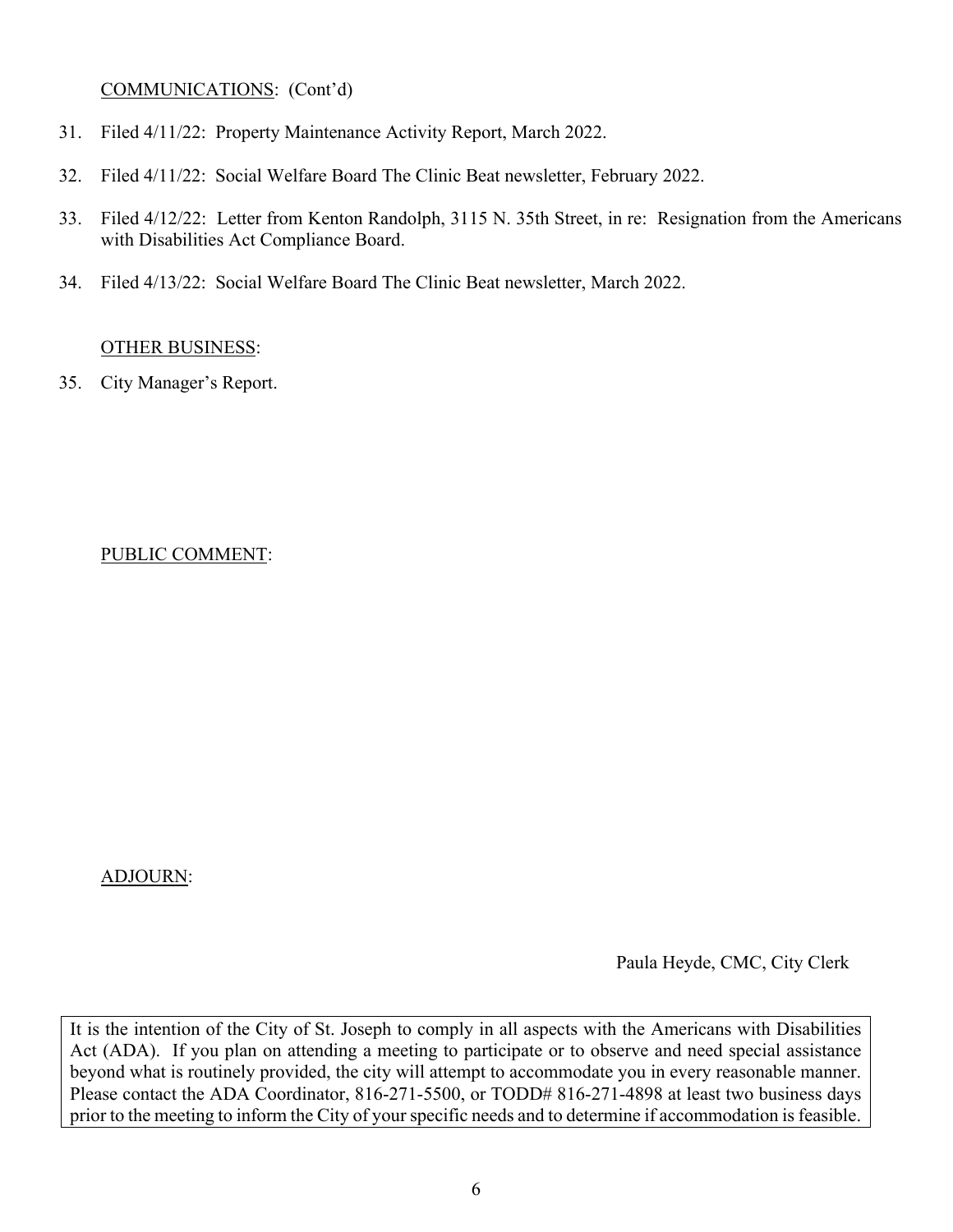COMMUNICATIONS: (Cont'd)

31. Filed 4/11/22: Property Maintenance Activity Report, March 2022.

32. Filed 4/11/22: Social Welfare Board The Clinic Beat newsletter, February 2022.

33. Filed 4/12/22: Letter from Kenton Randolph, 3115 N. 35th Street, in re: Resignation from the Americans with Disabilities Act Compliance Board.

34. Filed 4/13/22: Social Welfare Board The Clinic Beat newsletter, March 2022.

OTHER BUSINESS:

35. City Manager's Report.

PUBLIC COMMENT:

ADJOURN:

Paula Heyde, CMC, City Clerk

It is the intention of the City of St. Joseph to comply in all aspects with the Americans with Disabilities Act (ADA). If you plan on attending a meeting to participate or to observe and need special assistance beyond what is routinely provided, the city will attempt to accommodate you in every reasonable manner. Please contact the ADA Coordinator, 816-271-5500, or TODD# 816-271-4898 at least two business days prior to the meeting to inform the City of your specific needs and to determine if accommodation is feasible.